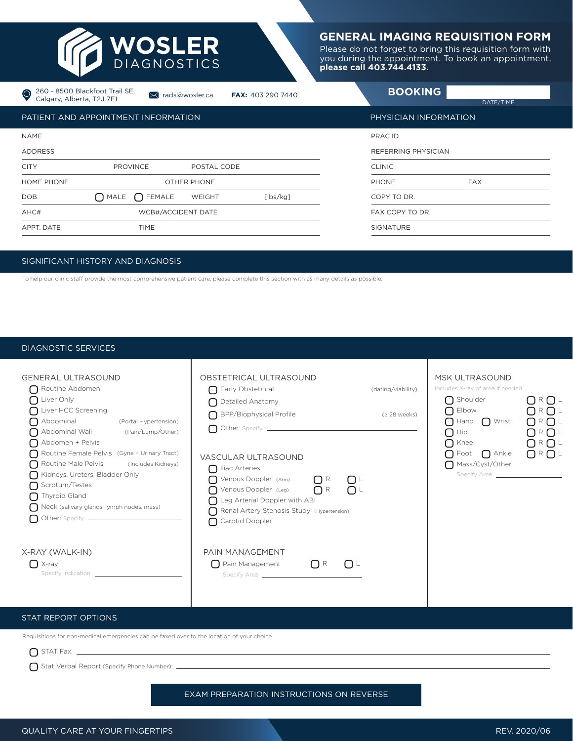# WOSLER DIAGNOSTICS

## GENERAL IMAGING REQUISITION FORM

Please do not forget to bring this requisition form with you during the appointment. To book an appointment, **please call 403.744.4133.**

260 - 8500 Blackfoot Trail SE, Calgary, Alberta, T2J 7E1 | rads@wosler.ca | **FAX:** 403 290 7440

**BOOKING** ______ DATE/TIME

## PATIENT AND APPOINTMENT INFORMATION

NAME ______

ADDRESS ______

CITY ______ PROVINCE ______ POSTAL CODE ______

HOME PHONE ______ OTHER PHONE ______

DOB ______ ☐ MALE ☐ FEMALE WEIGHT ______ [lbs/kg]

AHC# ______ WCB#/ACCIDENT DATE ______

APPT. DATE ______ TIME ______

## PHYSICIAN INFORMATION

PRAC ID ______

REFERRING PHYSICIAN ______

CLINIC ______

PHONE ______ FAX ______

COPY TO DR. ______

FAX COPY TO DR. ______

SIGNATURE ______

## SIGNIFICANT HISTORY AND DIAGNOSIS

To help our clinic staff provide the most comprehensive patient care, please complete this section with as many details as possible.

## DIAGNOSTIC SERVICES

### GENERAL ULTRASOUND

- ☐ Routine Abdomen
- ☐ Liver Only
- ☐ Liver HCC Screening
- ☐ Abdominal (Portal Hypertension)
- ☐ Abdominal Wall (Pain/Lump/Other)
- ☐ Abdomen + Pelvis
- ☐ Routine Female Pelvis (Gyne + Urinary Tract)
- ☐ Routine Male Pelvis (Includes Kidneys)
- ☐ Kidneys, Ureters, Bladder Only
- ☐ Scrotum/Testes
- ☐ Thyroid Gland
- ☐ Neck (salivary glands, lymph nodes, mass)
- ☐ Other: Specify ______

### X-RAY (WALK-IN)

- ☐ X-ray
  Specify Indication ______

### OBSTETRICAL ULTRASOUND

- ☐ Early Obstetrical (dating/viability)
- ☐ Detailed Anatomy
- ☐ BPP/Biophysical Profile (≥ 28 weeks)
- ☐ Other: Specify ______

### VASCULAR ULTRASOUND

- ☐ Iliac Arteries
- ☐ Venous Doppler (Arm) ☐ R ☐ L
- ☐ Venous Doppler (Leg) ☐ R ☐ L
- ☐ Leg Arterial Doppler with ABI
- ☐ Renal Artery Stenosis Study (Hypertension)
- ☐ Carotid Doppler

### PAIN MANAGEMENT

- ☐ Pain Management ☐ R ☐ L
  Specify Area ______

### MSK ULTRASOUND

Includes X-ray of area if needed

- ☐ Shoulder ☐ R ☐ L
- ☐ Elbow ☐ R ☐ L
- ☐ Hand ☐ Wrist ☐ R ☐ L
- ☐ Hip ☐ R ☐ L
- ☐ Knee ☐ R ☐ L
- ☐ Foot ☐ Ankle ☐ R ☐ L
- ☐ Mass/Cyst/Other
  Specify Area ______

## STAT REPORT OPTIONS

Requisitions for non-medical emergencies can be faxed over to the location of your choice.

- ☐ STAT Fax: ______
- ☐ Stat Verbal Report (Specify Phone Number): ______

EXAM PREPARATION INSTRUCTIONS ON REVERSE

QUALITY CARE AT YOUR FINGERTIPS — REV. 2020/06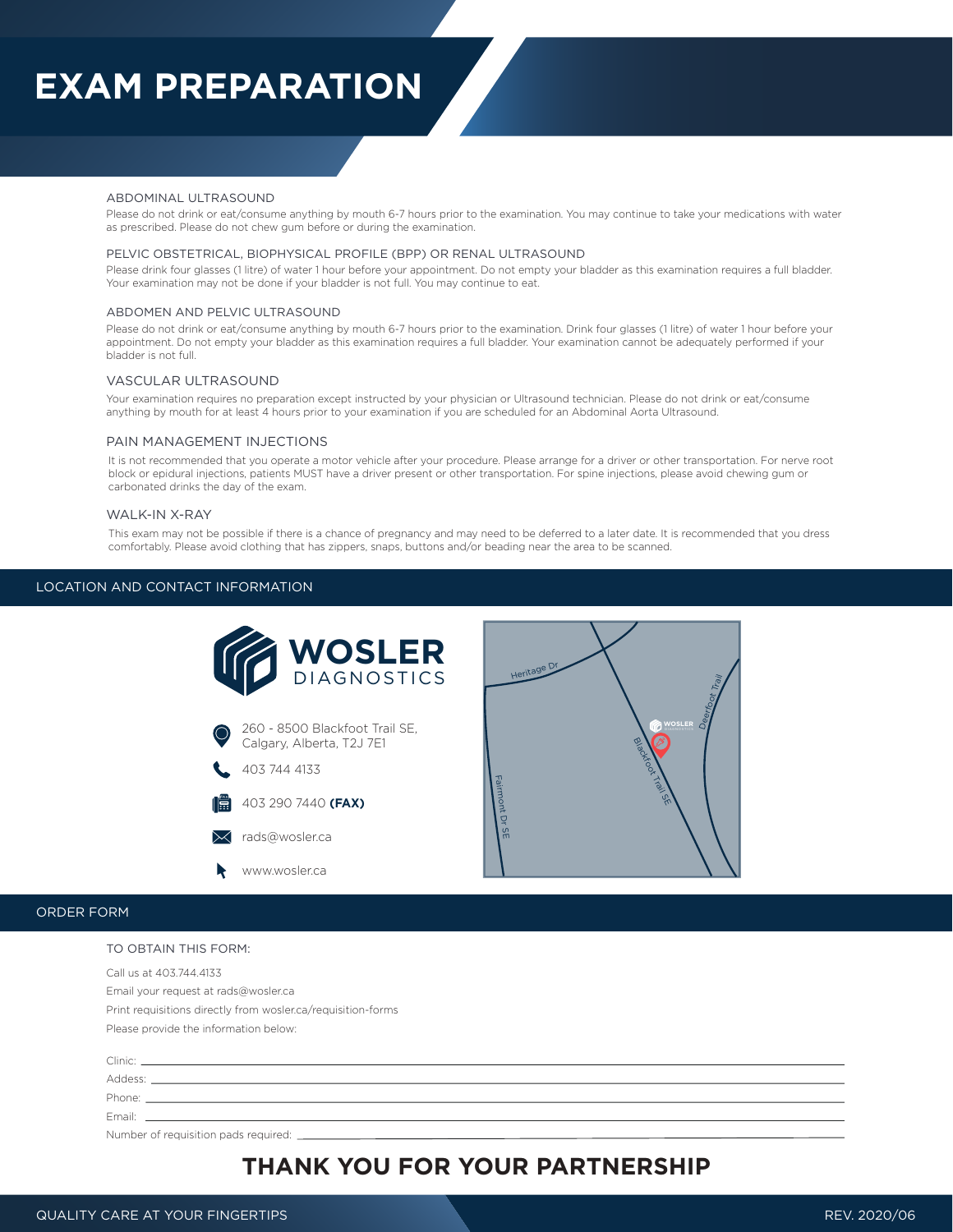# EXAM PREPARATION

### ABDOMINAL ULTRASOUND

Please do not drink or eat/consume anything by mouth 6-7 hours prior to the examination. You may continue to take your medications with water as prescribed. Please do not chew gum before or during the examination.

### PELVIC OBSTETRICAL, BIOPHYSICAL PROFILE (BPP) OR RENAL ULTRASOUND

Please drink four glasses (1 litre) of water 1 hour before your appointment. Do not empty your bladder as this examination requires a full bladder. Your examination may not be done if your bladder is not full. You may continue to eat.

### ABDOMEN AND PELVIC ULTRASOUND

Please do not drink or eat/consume anything by mouth 6-7 hours prior to the examination. Drink four glasses (1 litre) of water 1 hour before your appointment. Do not empty your bladder as this examination requires a full bladder. Your examination cannot be adequately performed if your bladder is not full.

### VASCULAR ULTRASOUND

Your examination requires no preparation except instructed by your physician or Ultrasound technician. Please do not drink or eat/consume anything by mouth for at least 4 hours prior to your examination if you are scheduled for an Abdominal Aorta Ultrasound.

### PAIN MANAGEMENT INJECTIONS

It is not recommended that you operate a motor vehicle after your procedure. Please arrange for a driver or other transportation. For nerve root block or epidural injections, patients MUST have a driver present or other transportation. For spine injections, please avoid chewing gum or carbonated drinks the day of the exam.

### WALK-IN X-RAY

This exam may not be possible if there is a chance of pregnancy and may need to be deferred to a later date. It is recommended that you dress comfortably. Please avoid clothing that has zippers, snaps, buttons and/or beading near the area to be scanned.

## LOCATION AND CONTACT INFORMATION

**WOSLER DIAGNOSTICS**

260 - 8500 Blackfoot Trail SE,
Calgary, Alberta, T2J 7E1

403 744 4133

403 290 7440 **(FAX)**

rads@wosler.ca

www.wosler.ca

Heritage Dr
Deerfoot Trail
WOSLER
Blackfoot Trail SE
Fairmont Dr SE

## ORDER FORM

TO OBTAIN THIS FORM:

Call us at 403.744.4133

Email your request at rads@wosler.ca

Print requisitions directly from wosler.ca/requisition-forms

Please provide the information below:

Clinic: \_\_\_\_\_\_\_\_\_\_\_\_\_\_\_\_\_\_\_\_

Addess: \_\_\_\_\_\_\_\_\_\_\_\_\_\_\_\_\_\_\_\_

Phone: \_\_\_\_\_\_\_\_\_\_\_\_\_\_\_\_\_\_\_\_

Email: \_\_\_\_\_\_\_\_\_\_\_\_\_\_\_\_\_\_\_\_

Number of requisition pads required: \_\_\_\_\_\_\_\_\_\_\_\_\_\_\_\_\_\_\_\_

## THANK YOU FOR YOUR PARTNERSHIP

QUALITY CARE AT YOUR FINGERTIPS

REV. 2020/06